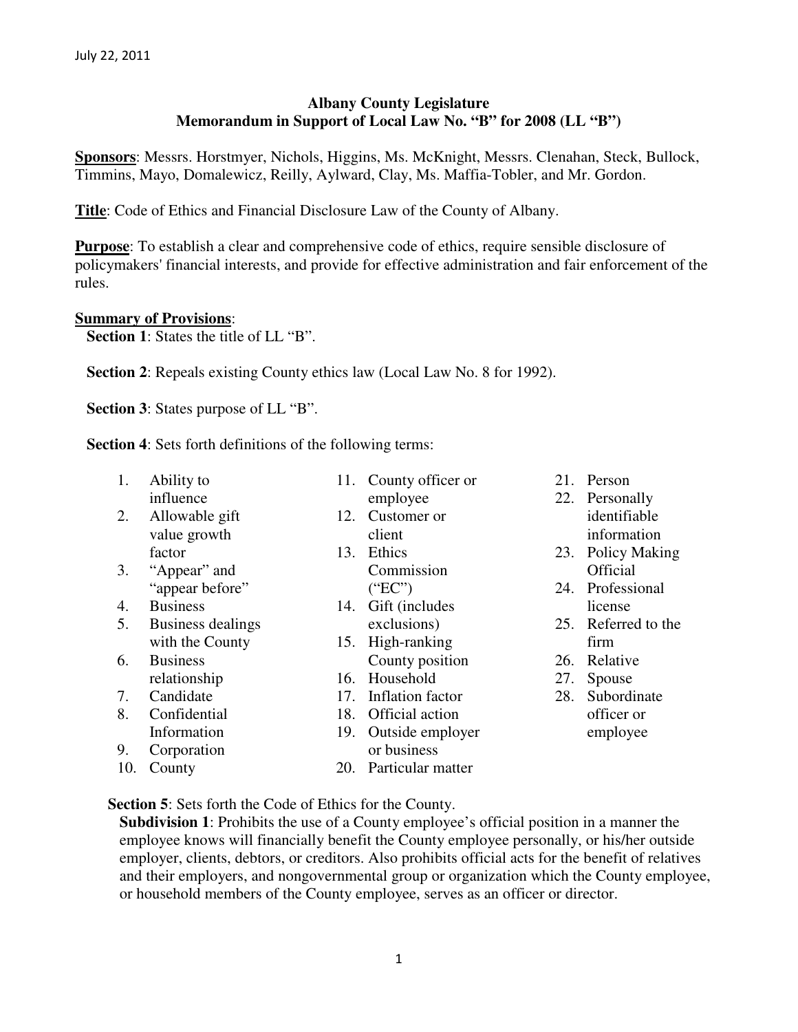July 22, 2011

**Albany County Legislature**
**Memorandum in Support of Local Law No. "B" for 2008 (LL "B")**

**Sponsors**: Messrs. Horstmyer, Nichols, Higgins, Ms. McKnight, Messrs. Clenahan, Steck, Bullock, Timmins, Mayo, Domalewicz, Reilly, Aylward, Clay, Ms. Maffia-Tobler, and Mr. Gordon.

**Title**: Code of Ethics and Financial Disclosure Law of the County of Albany.

**Purpose**: To establish a clear and comprehensive code of ethics, require sensible disclosure of policymakers' financial interests, and provide for effective administration and fair enforcement of the rules.

**Summary of Provisions**:

**Section 1**: States the title of LL "B".

**Section 2**: Repeals existing County ethics law (Local Law No. 8 for 1992).

**Section 3**: States purpose of LL "B".

**Section 4**: Sets forth definitions of the following terms:

1. Ability to influence
2. Allowable gift value growth factor
3. "Appear" and "appear before"
4. Business
5. Business dealings with the County
6. Business relationship
7. Candidate
8. Confidential Information
9. Corporation
10. County
11. County officer or employee
12. Customer or client
13. Ethics Commission ("EC")
14. Gift (includes exclusions)
15. High-ranking County position
16. Household
17. Inflation factor
18. Official action
19. Outside employer or business
20. Particular matter
21. Person
22. Personally identifiable information
23. Policy Making Official
24. Professional license
25. Referred to the firm
26. Relative
27. Spouse
28. Subordinate officer or employee

**Section 5**: Sets forth the Code of Ethics for the County.

**Subdivision 1**: Prohibits the use of a County employee's official position in a manner the employee knows will financially benefit the County employee personally, or his/her outside employer, clients, debtors, or creditors. Also prohibits official acts for the benefit of relatives and their employers, and nongovernmental group or organization which the County employee, or household members of the County employee, serves as an officer or director.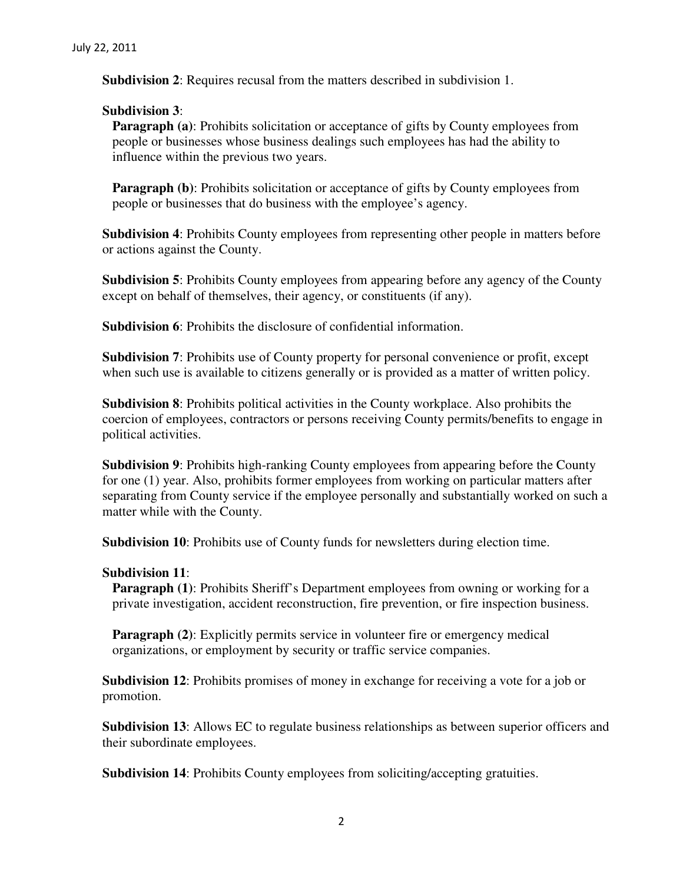**Subdivision 2**: Requires recusal from the matters described in subdivision 1.

**Subdivision 3**:

**Paragraph (a)**: Prohibits solicitation or acceptance of gifts by County employees from people or businesses whose business dealings such employees has had the ability to influence within the previous two years.

**Paragraph (b)**: Prohibits solicitation or acceptance of gifts by County employees from people or businesses that do business with the employee's agency.

**Subdivision 4**: Prohibits County employees from representing other people in matters before or actions against the County.

**Subdivision 5**: Prohibits County employees from appearing before any agency of the County except on behalf of themselves, their agency, or constituents (if any).

**Subdivision 6**: Prohibits the disclosure of confidential information.

**Subdivision 7**: Prohibits use of County property for personal convenience or profit, except when such use is available to citizens generally or is provided as a matter of written policy.

**Subdivision 8**: Prohibits political activities in the County workplace. Also prohibits the coercion of employees, contractors or persons receiving County permits/benefits to engage in political activities.

**Subdivision 9**: Prohibits high-ranking County employees from appearing before the County for one (1) year. Also, prohibits former employees from working on particular matters after separating from County service if the employee personally and substantially worked on such a matter while with the County.

**Subdivision 10**: Prohibits use of County funds for newsletters during election time.

**Subdivision 11**:

**Paragraph (1)**: Prohibits Sheriff's Department employees from owning or working for a private investigation, accident reconstruction, fire prevention, or fire inspection business.

**Paragraph (2)**: Explicitly permits service in volunteer fire or emergency medical organizations, or employment by security or traffic service companies.

**Subdivision 12**: Prohibits promises of money in exchange for receiving a vote for a job or promotion.

**Subdivision 13**: Allows EC to regulate business relationships as between superior officers and their subordinate employees.

**Subdivision 14**: Prohibits County employees from soliciting/accepting gratuities.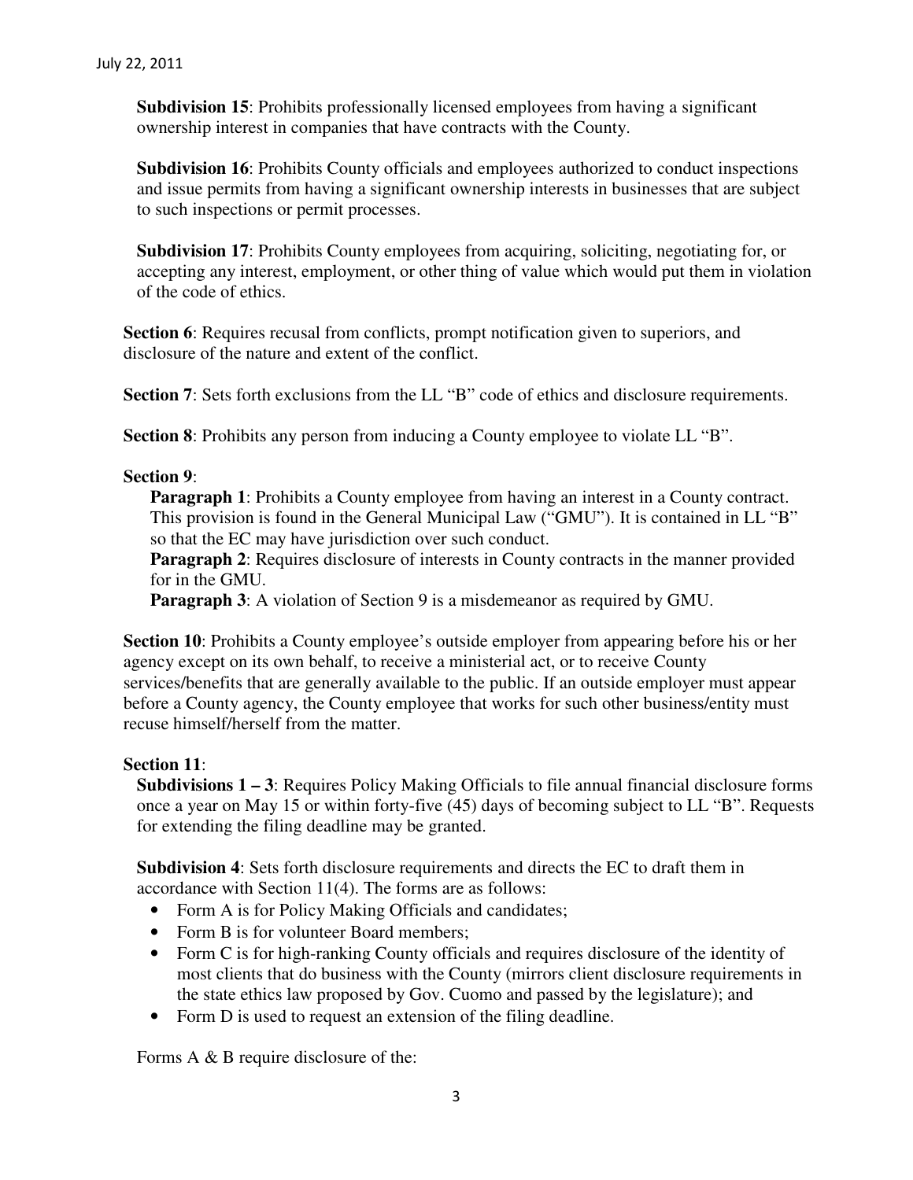**Subdivision 15**: Prohibits professionally licensed employees from having a significant ownership interest in companies that have contracts with the County.

**Subdivision 16**: Prohibits County officials and employees authorized to conduct inspections and issue permits from having a significant ownership interests in businesses that are subject to such inspections or permit processes.

**Subdivision 17**: Prohibits County employees from acquiring, soliciting, negotiating for, or accepting any interest, employment, or other thing of value which would put them in violation of the code of ethics.

**Section 6**: Requires recusal from conflicts, prompt notification given to superiors, and disclosure of the nature and extent of the conflict.

**Section 7**: Sets forth exclusions from the LL "B" code of ethics and disclosure requirements.

**Section 8**: Prohibits any person from inducing a County employee to violate LL "B".

**Section 9**:

**Paragraph 1**: Prohibits a County employee from having an interest in a County contract. This provision is found in the General Municipal Law ("GMU"). It is contained in LL "B" so that the EC may have jurisdiction over such conduct.

**Paragraph 2**: Requires disclosure of interests in County contracts in the manner provided for in the GMU.

**Paragraph 3**: A violation of Section 9 is a misdemeanor as required by GMU.

**Section 10**: Prohibits a County employee's outside employer from appearing before his or her agency except on its own behalf, to receive a ministerial act, or to receive County services/benefits that are generally available to the public. If an outside employer must appear before a County agency, the County employee that works for such other business/entity must recuse himself/herself from the matter.

**Section 11**:

**Subdivisions 1 – 3**: Requires Policy Making Officials to file annual financial disclosure forms once a year on May 15 or within forty-five (45) days of becoming subject to LL "B". Requests for extending the filing deadline may be granted.

**Subdivision 4**: Sets forth disclosure requirements and directs the EC to draft them in accordance with Section 11(4). The forms are as follows:

- Form A is for Policy Making Officials and candidates;
- Form B is for volunteer Board members;
- Form C is for high-ranking County officials and requires disclosure of the identity of most clients that do business with the County (mirrors client disclosure requirements in the state ethics law proposed by Gov. Cuomo and passed by the legislature); and
- Form D is used to request an extension of the filing deadline.

Forms A & B require disclosure of the: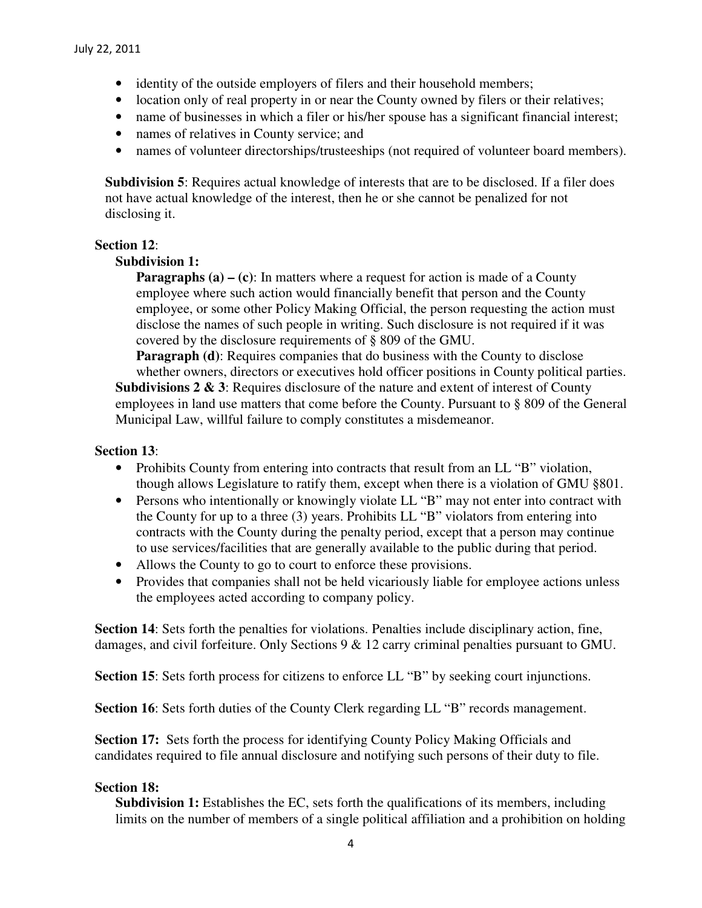- identity of the outside employers of filers and their household members;
- location only of real property in or near the County owned by filers or their relatives;
- name of businesses in which a filer or his/her spouse has a significant financial interest;
- names of relatives in County service; and
- names of volunteer directorships/trusteeships (not required of volunteer board members).

**Subdivision 5**: Requires actual knowledge of interests that are to be disclosed. If a filer does not have actual knowledge of the interest, then he or she cannot be penalized for not disclosing it.

**Section 12**:

**Subdivision 1:**

**Paragraphs (a) – (c)**: In matters where a request for action is made of a County employee where such action would financially benefit that person and the County employee, or some other Policy Making Official, the person requesting the action must disclose the names of such people in writing. Such disclosure is not required if it was covered by the disclosure requirements of § 809 of the GMU.

**Paragraph (d)**: Requires companies that do business with the County to disclose whether owners, directors or executives hold officer positions in County political parties.

**Subdivisions 2 & 3**: Requires disclosure of the nature and extent of interest of County employees in land use matters that come before the County. Pursuant to § 809 of the General Municipal Law, willful failure to comply constitutes a misdemeanor.

**Section 13**:

- Prohibits County from entering into contracts that result from an LL "B" violation, though allows Legislature to ratify them, except when there is a violation of GMU §801.
- Persons who intentionally or knowingly violate LL "B" may not enter into contract with the County for up to a three (3) years. Prohibits LL "B" violators from entering into contracts with the County during the penalty period, except that a person may continue to use services/facilities that are generally available to the public during that period.
- Allows the County to go to court to enforce these provisions.
- Provides that companies shall not be held vicariously liable for employee actions unless the employees acted according to company policy.

**Section 14**: Sets forth the penalties for violations. Penalties include disciplinary action, fine, damages, and civil forfeiture. Only Sections 9 & 12 carry criminal penalties pursuant to GMU.

**Section 15**: Sets forth process for citizens to enforce LL "B" by seeking court injunctions.

**Section 16**: Sets forth duties of the County Clerk regarding LL "B" records management.

**Section 17:** Sets forth the process for identifying County Policy Making Officials and candidates required to file annual disclosure and notifying such persons of their duty to file.

**Section 18:**

**Subdivision 1:** Establishes the EC, sets forth the qualifications of its members, including limits on the number of members of a single political affiliation and a prohibition on holding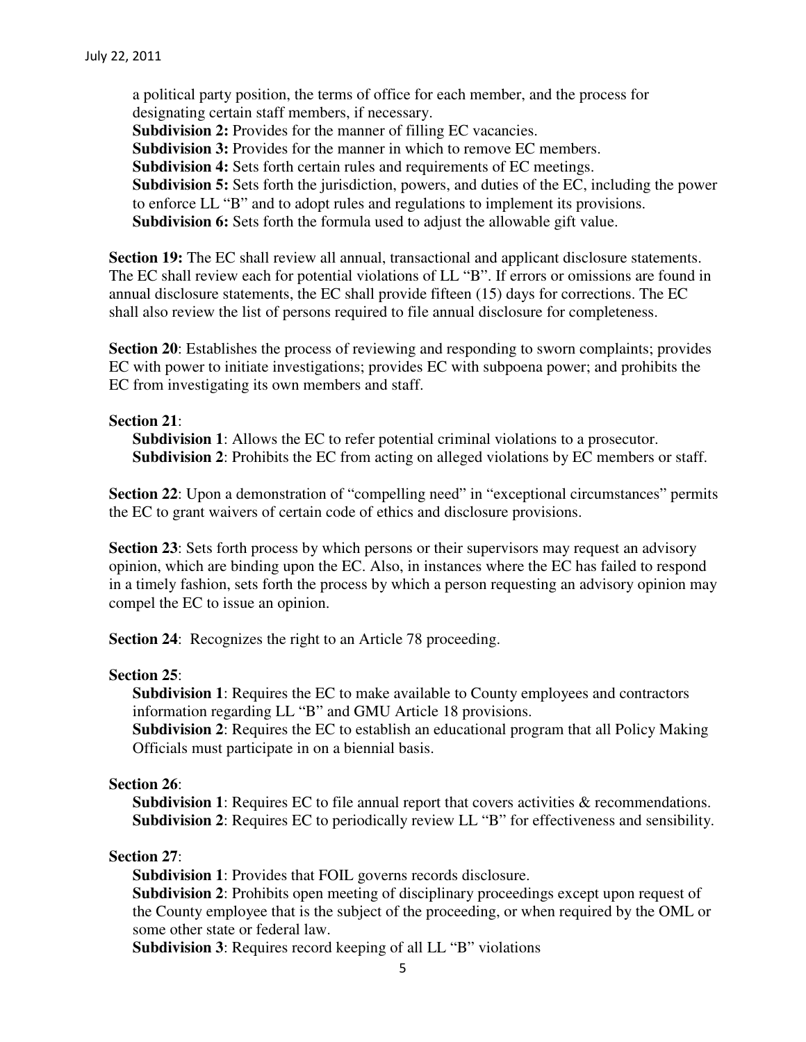a political party position, the terms of office for each member, and the process for designating certain staff members, if necessary.

**Subdivision 2:** Provides for the manner of filling EC vacancies.

**Subdivision 3:** Provides for the manner in which to remove EC members.

**Subdivision 4:** Sets forth certain rules and requirements of EC meetings.

**Subdivision 5:** Sets forth the jurisdiction, powers, and duties of the EC, including the power to enforce LL "B" and to adopt rules and regulations to implement its provisions.

**Subdivision 6:** Sets forth the formula used to adjust the allowable gift value.

**Section 19:** The EC shall review all annual, transactional and applicant disclosure statements. The EC shall review each for potential violations of LL "B". If errors or omissions are found in annual disclosure statements, the EC shall provide fifteen (15) days for corrections. The EC shall also review the list of persons required to file annual disclosure for completeness.

**Section 20**: Establishes the process of reviewing and responding to sworn complaints; provides EC with power to initiate investigations; provides EC with subpoena power; and prohibits the EC from investigating its own members and staff.

**Section 21**:

**Subdivision 1**: Allows the EC to refer potential criminal violations to a prosecutor.

**Subdivision 2**: Prohibits the EC from acting on alleged violations by EC members or staff.

**Section 22**: Upon a demonstration of "compelling need" in "exceptional circumstances" permits the EC to grant waivers of certain code of ethics and disclosure provisions.

**Section 23**: Sets forth process by which persons or their supervisors may request an advisory opinion, which are binding upon the EC. Also, in instances where the EC has failed to respond in a timely fashion, sets forth the process by which a person requesting an advisory opinion may compel the EC to issue an opinion.

**Section 24**: Recognizes the right to an Article 78 proceeding.

**Section 25**:

**Subdivision 1**: Requires the EC to make available to County employees and contractors information regarding LL "B" and GMU Article 18 provisions.

**Subdivision 2**: Requires the EC to establish an educational program that all Policy Making Officials must participate in on a biennial basis.

**Section 26**:

**Subdivision 1**: Requires EC to file annual report that covers activities & recommendations.

**Subdivision 2**: Requires EC to periodically review LL "B" for effectiveness and sensibility.

**Section 27**:

**Subdivision 1**: Provides that FOIL governs records disclosure.

**Subdivision 2**: Prohibits open meeting of disciplinary proceedings except upon request of the County employee that is the subject of the proceeding, or when required by the OML or some other state or federal law.

**Subdivision 3**: Requires record keeping of all LL "B" violations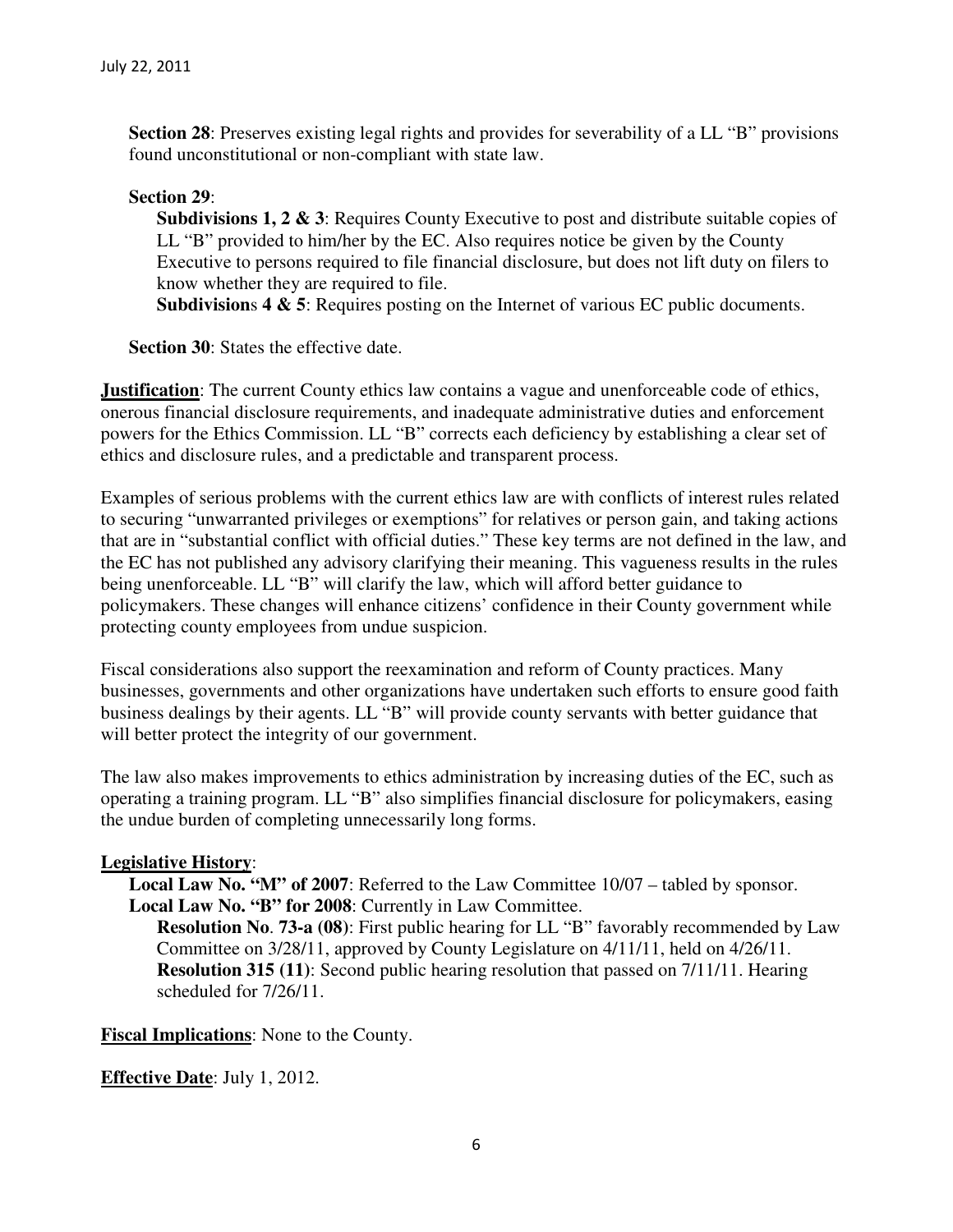**Section 28**: Preserves existing legal rights and provides for severability of a LL "B" provisions found unconstitutional or non-compliant with state law.

**Section 29**:

**Subdivisions 1, 2 & 3**: Requires County Executive to post and distribute suitable copies of LL "B" provided to him/her by the EC. Also requires notice be given by the County Executive to persons required to file financial disclosure, but does not lift duty on filers to know whether they are required to file.

**Subdivision**s **4 & 5**: Requires posting on the Internet of various EC public documents.

**Section 30**: States the effective date.

**Justification**: The current County ethics law contains a vague and unenforceable code of ethics, onerous financial disclosure requirements, and inadequate administrative duties and enforcement powers for the Ethics Commission. LL "B" corrects each deficiency by establishing a clear set of ethics and disclosure rules, and a predictable and transparent process.

Examples of serious problems with the current ethics law are with conflicts of interest rules related to securing "unwarranted privileges or exemptions" for relatives or person gain, and taking actions that are in "substantial conflict with official duties." These key terms are not defined in the law, and the EC has not published any advisory clarifying their meaning. This vagueness results in the rules being unenforceable. LL "B" will clarify the law, which will afford better guidance to policymakers. These changes will enhance citizens' confidence in their County government while protecting county employees from undue suspicion.

Fiscal considerations also support the reexamination and reform of County practices. Many businesses, governments and other organizations have undertaken such efforts to ensure good faith business dealings by their agents. LL "B" will provide county servants with better guidance that will better protect the integrity of our government.

The law also makes improvements to ethics administration by increasing duties of the EC, such as operating a training program. LL "B" also simplifies financial disclosure for policymakers, easing the undue burden of completing unnecessarily long forms.

**Legislative History**:

**Local Law No. "M" of 2007**: Referred to the Law Committee 10/07 – tabled by sponsor.

**Local Law No. "B" for 2008**: Currently in Law Committee.

**Resolution No**. **73-a (08)**: First public hearing for LL "B" favorably recommended by Law Committee on 3/28/11, approved by County Legislature on 4/11/11, held on 4/26/11.

**Resolution 315 (11)**: Second public hearing resolution that passed on 7/11/11. Hearing scheduled for 7/26/11.

**Fiscal Implications**: None to the County.

**Effective Date**: July 1, 2012.